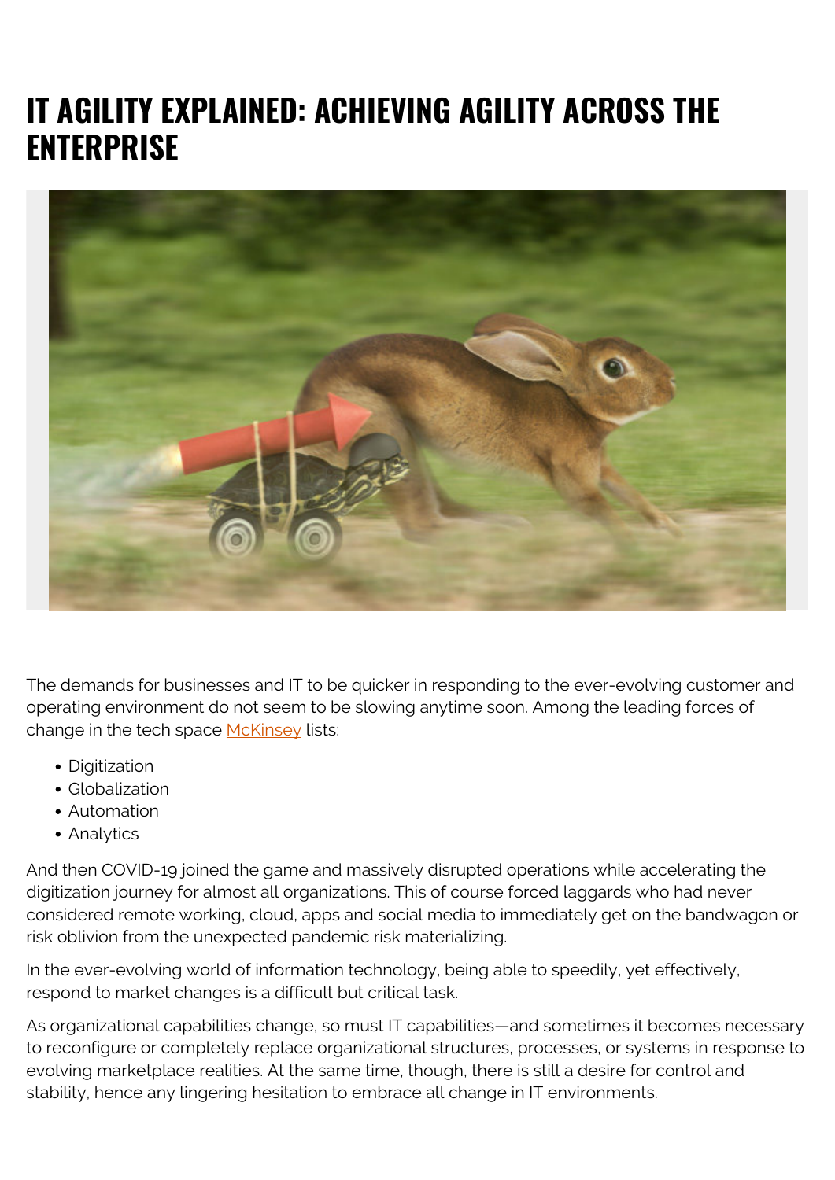# IT AGILITY EXPLAINED: ACHIEVING AGILITY ACROSS THE ENTERPRISE

The demands for businesses and IT to be quicker in responding to the ever-evolving customer and operating environment do not seem to be slowing anytime soon. Among the leading forces of change in the tech space McKinsey lists:

- Digitization
- Globalization
- Automation
- Analytics

And then COVID-19 joined the game and massively disrupted operations while accelerating the digitization journey for almost all organizations. This of course forced laggards who had never considered remote working, cloud, apps and social media to immediately get on the bandwagon or risk oblivion from the unexpected pandemic risk materializing.

In the ever-evolving world of information technology, being able to speedily, yet effectively, respond to market changes is a difficult but critical task.

As organizational capabilities change, so must IT capabilities—and sometimes it becomes necessary to reconfigure or completely replace organizational structures, processes, or systems in response to evolving marketplace realities. At the same time, though, there is still a desire for control and stability, hence any lingering hesitation to embrace all change in IT environments.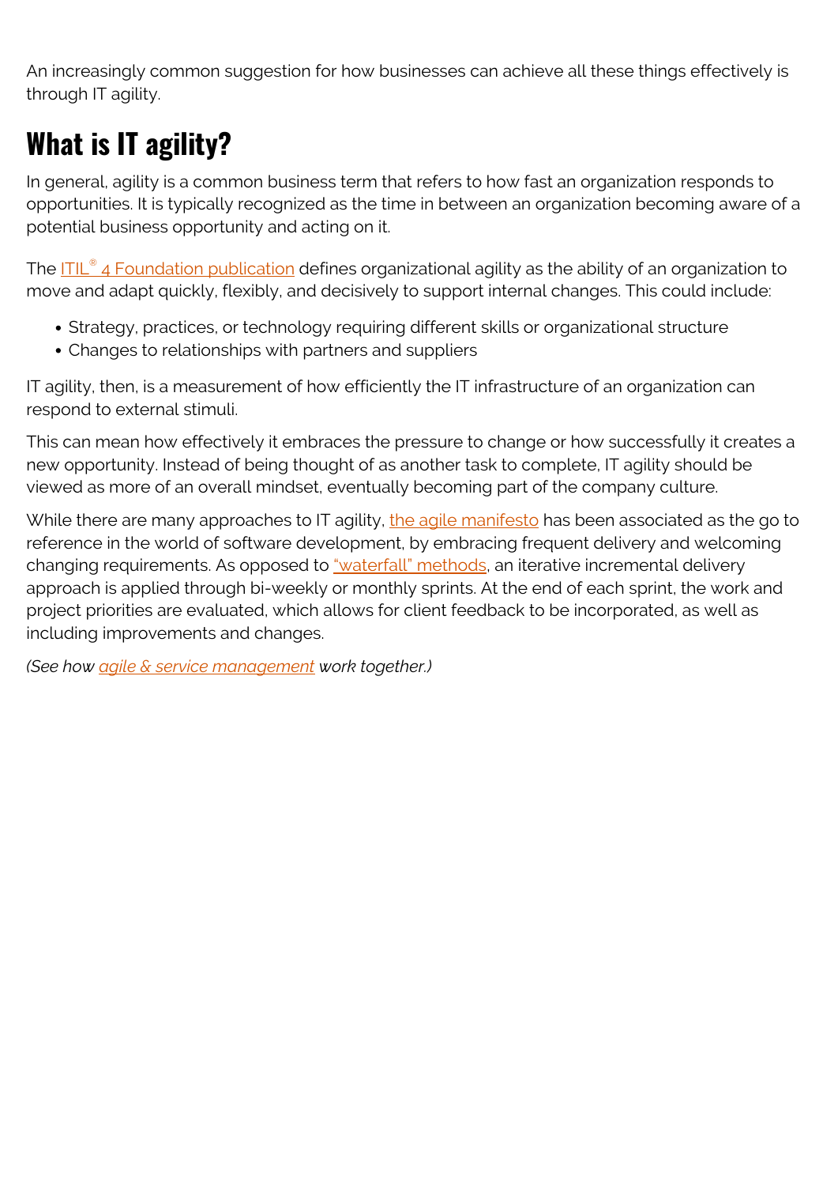An increasingly common suggestion for how businesses can achieve all these things effectively is through IT agility.

## What is IT agility?

In general, agility is a common business term that refers to how fast an organization responds to opportunities. It is typically recognized as the time in between an organization becoming aware of a potential business opportunity and acting on it.

The ITIL® 4 Foundation publication defines organizational agility as the ability of an organization to move and adapt quickly, flexibly, and decisively to support internal changes. This could include:

- Strategy, practices, or technology requiring different skills or organizational structure
- Changes to relationships with partners and suppliers

IT agility, then, is a measurement of how efficiently the IT infrastructure of an organization can respond to external stimuli.

This can mean how effectively it embraces the pressure to change or how successfully it creates a new opportunity. Instead of being thought of as another task to complete, IT agility should be viewed as more of an overall mindset, eventually becoming part of the company culture.

While there are many approaches to IT agility, the agile manifesto has been associated as the go to reference in the world of software development, by embracing frequent delivery and welcoming changing requirements. As opposed to "waterfall" methods, an iterative incremental delivery approach is applied through bi-weekly or monthly sprints. At the end of each sprint, the work and project priorities are evaluated, which allows for client feedback to be incorporated, as well as including improvements and changes.

*(See how agile & service management work together.)*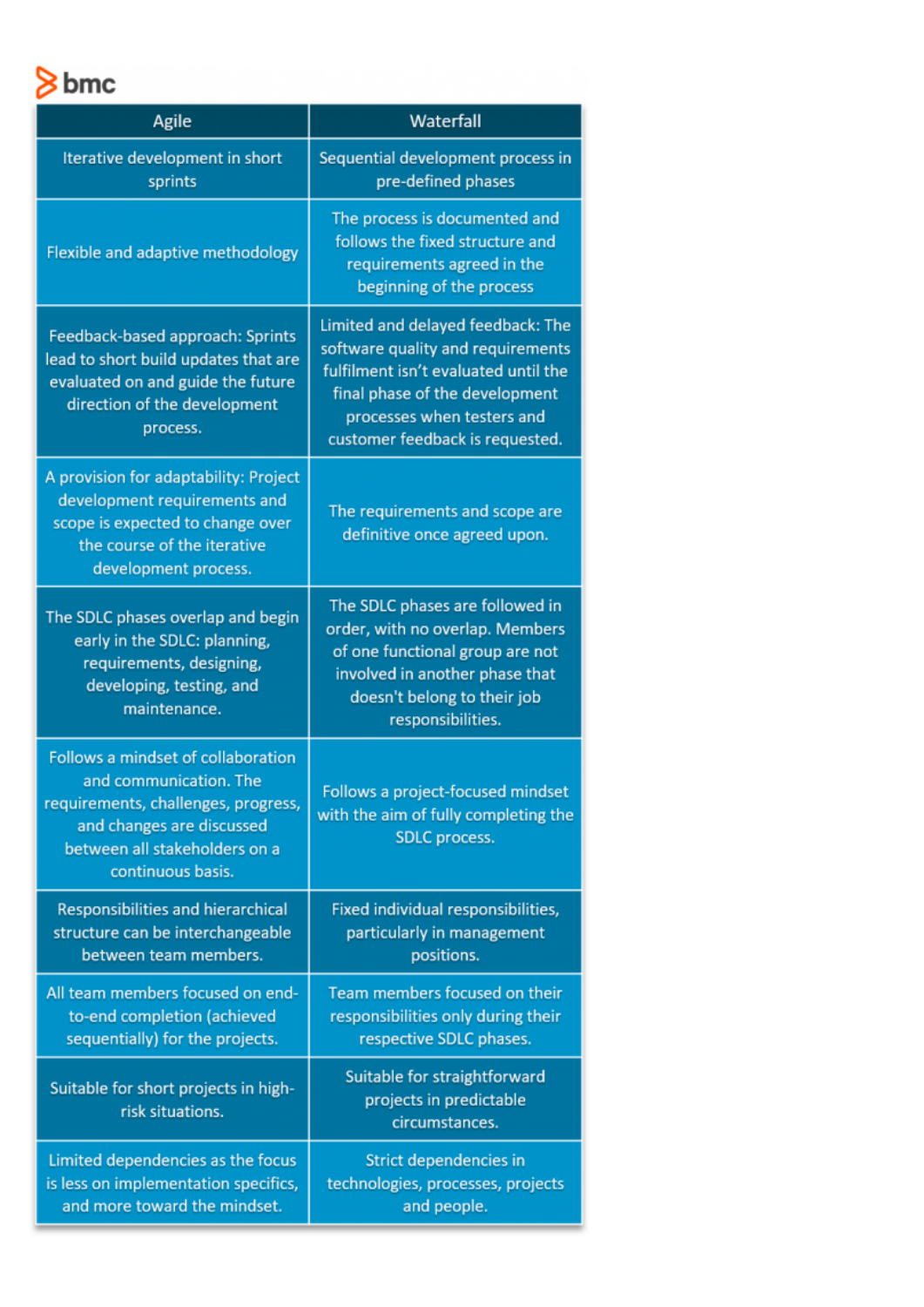| Agile | Waterfall |
|---|---|
| Iterative development in short sprints | Sequential development process in pre-defined phases |
| Flexible and adaptive methodology | The process is documented and follows the fixed structure and requirements agreed in the beginning of the process |
| Feedback-based approach: Sprints lead to short build updates that are evaluated on and guide the future direction of the development process. | Limited and delayed feedback: The software quality and requirements fulfilment isn't evaluated until the final phase of the development processes when testers and customer feedback is requested. |
| A provision for adaptability: Project development requirements and scope is expected to change over the course of the iterative development process. | The requirements and scope are definitive once agreed upon. |
| The SDLC phases overlap and begin early in the SDLC: planning, requirements, designing, developing, testing, and maintenance. | The SDLC phases are followed in order, with no overlap. Members of one functional group are not involved in another phase that doesn't belong to their job responsibilities. |
| Follows a mindset of collaboration and communication. The requirements, challenges, progress, and changes are discussed between all stakeholders on a continuous basis. | Follows a project-focused mindset with the aim of fully completing the SDLC process. |
| Responsibilities and hierarchical structure can be interchangeable between team members. | Fixed individual responsibilities, particularly in management positions. |
| All team members focused on end-to-end completion (achieved sequentially) for the projects. | Team members focused on their responsibilities only during their respective SDLC phases. |
| Suitable for short projects in high-risk situations. | Suitable for straightforward projects in predictable circumstances. |
| Limited dependencies as the focus is less on implementation specifics, and more toward the mindset. | Strict dependencies in technologies, processes, projects and people. |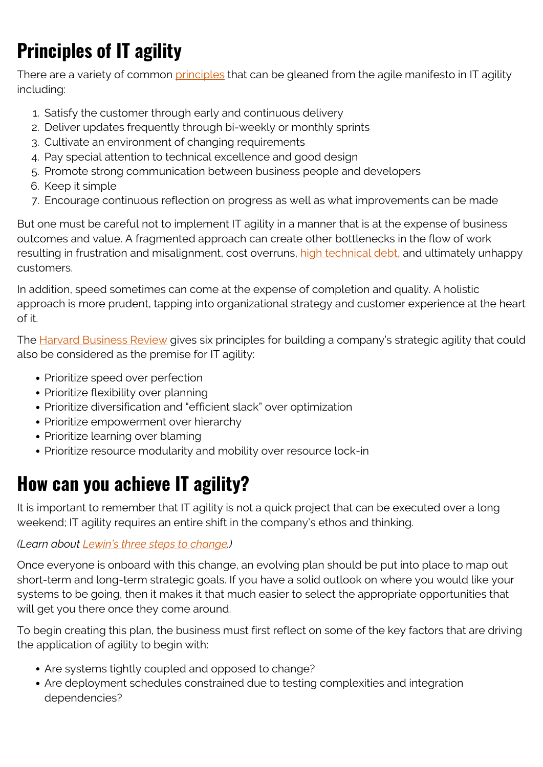## Principles of IT agility

There are a variety of common principles that can be gleaned from the agile manifesto in IT agility including:

1. Satisfy the customer through early and continuous delivery
2. Deliver updates frequently through bi-weekly or monthly sprints
3. Cultivate an environment of changing requirements
4. Pay special attention to technical excellence and good design
5. Promote strong communication between business people and developers
6. Keep it simple
7. Encourage continuous reflection on progress as well as what improvements can be made

But one must be careful not to implement IT agility in a manner that is at the expense of business outcomes and value. A fragmented approach can create other bottlenecks in the flow of work resulting in frustration and misalignment, cost overruns, high technical debt, and ultimately unhappy customers.

In addition, speed sometimes can come at the expense of completion and quality. A holistic approach is more prudent, tapping into organizational strategy and customer experience at the heart of it.

The Harvard Business Review gives six principles for building a company's strategic agility that could also be considered as the premise for IT agility:

- Prioritize speed over perfection
- Prioritize flexibility over planning
- Prioritize diversification and "efficient slack" over optimization
- Prioritize empowerment over hierarchy
- Prioritize learning over blaming
- Prioritize resource modularity and mobility over resource lock-in

## How can you achieve IT agility?

It is important to remember that IT agility is not a quick project that can be executed over a long weekend; IT agility requires an entire shift in the company's ethos and thinking.

*(Learn about Lewin's three steps to change.)*

Once everyone is onboard with this change, an evolving plan should be put into place to map out short-term and long-term strategic goals. If you have a solid outlook on where you would like your systems to be going, then it makes it that much easier to select the appropriate opportunities that will get you there once they come around.

To begin creating this plan, the business must first reflect on some of the key factors that are driving the application of agility to begin with:

- Are systems tightly coupled and opposed to change?
- Are deployment schedules constrained due to testing complexities and integration dependencies?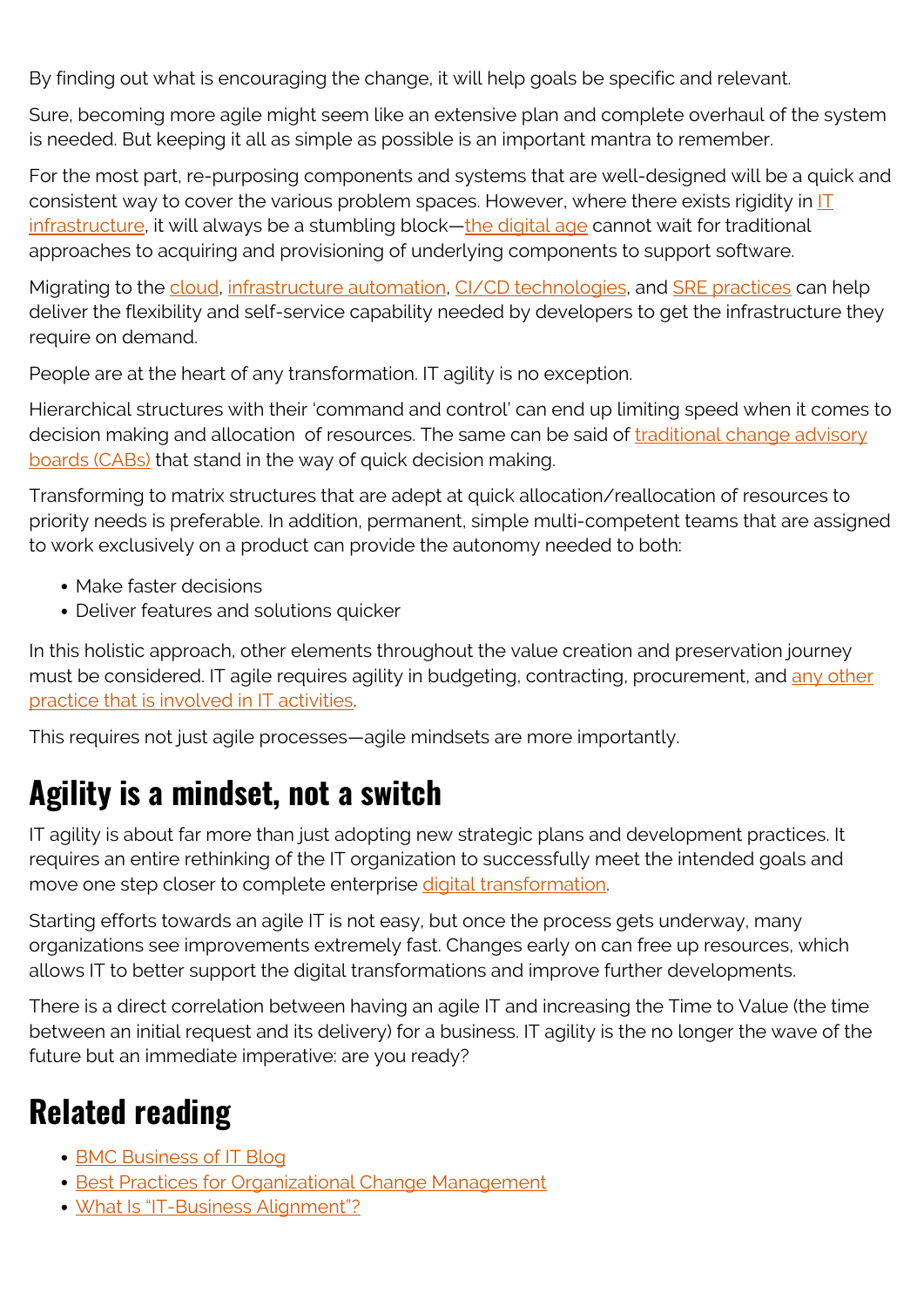By finding out what is encouraging the change, it will help goals be specific and relevant.

Sure, becoming more agile might seem like an extensive plan and complete overhaul of the system is needed. But keeping it all as simple as possible is an important mantra to remember.

For the most part, re-purposing components and systems that are well-designed will be a quick and consistent way to cover the various problem spaces. However, where there exists rigidity in IT infrastructure, it will always be a stumbling block—the digital age cannot wait for traditional approaches to acquiring and provisioning of underlying components to support software.

Migrating to the cloud, infrastructure automation, CI/CD technologies, and SRE practices can help deliver the flexibility and self-service capability needed by developers to get the infrastructure they require on demand.

People are at the heart of any transformation. IT agility is no exception.

Hierarchical structures with their 'command and control' can end up limiting speed when it comes to decision making and allocation of resources. The same can be said of traditional change advisory boards (CABs) that stand in the way of quick decision making.

Transforming to matrix structures that are adept at quick allocation/reallocation of resources to priority needs is preferable. In addition, permanent, simple multi-competent teams that are assigned to work exclusively on a product can provide the autonomy needed to both:

- Make faster decisions
- Deliver features and solutions quicker

In this holistic approach, other elements throughout the value creation and preservation journey must be considered. IT agile requires agility in budgeting, contracting, procurement, and any other practice that is involved in IT activities.

This requires not just agile processes—agile mindsets are more importantly.

## Agility is a mindset, not a switch

IT agility is about far more than just adopting new strategic plans and development practices. It requires an entire rethinking of the IT organization to successfully meet the intended goals and move one step closer to complete enterprise digital transformation.

Starting efforts towards an agile IT is not easy, but once the process gets underway, many organizations see improvements extremely fast. Changes early on can free up resources, which allows IT to better support the digital transformations and improve further developments.

There is a direct correlation between having an agile IT and increasing the Time to Value (the time between an initial request and its delivery) for a business. IT agility is the no longer the wave of the future but an immediate imperative: are you ready?

## Related reading

- BMC Business of IT Blog
- Best Practices for Organizational Change Management
- What Is "IT-Business Alignment"?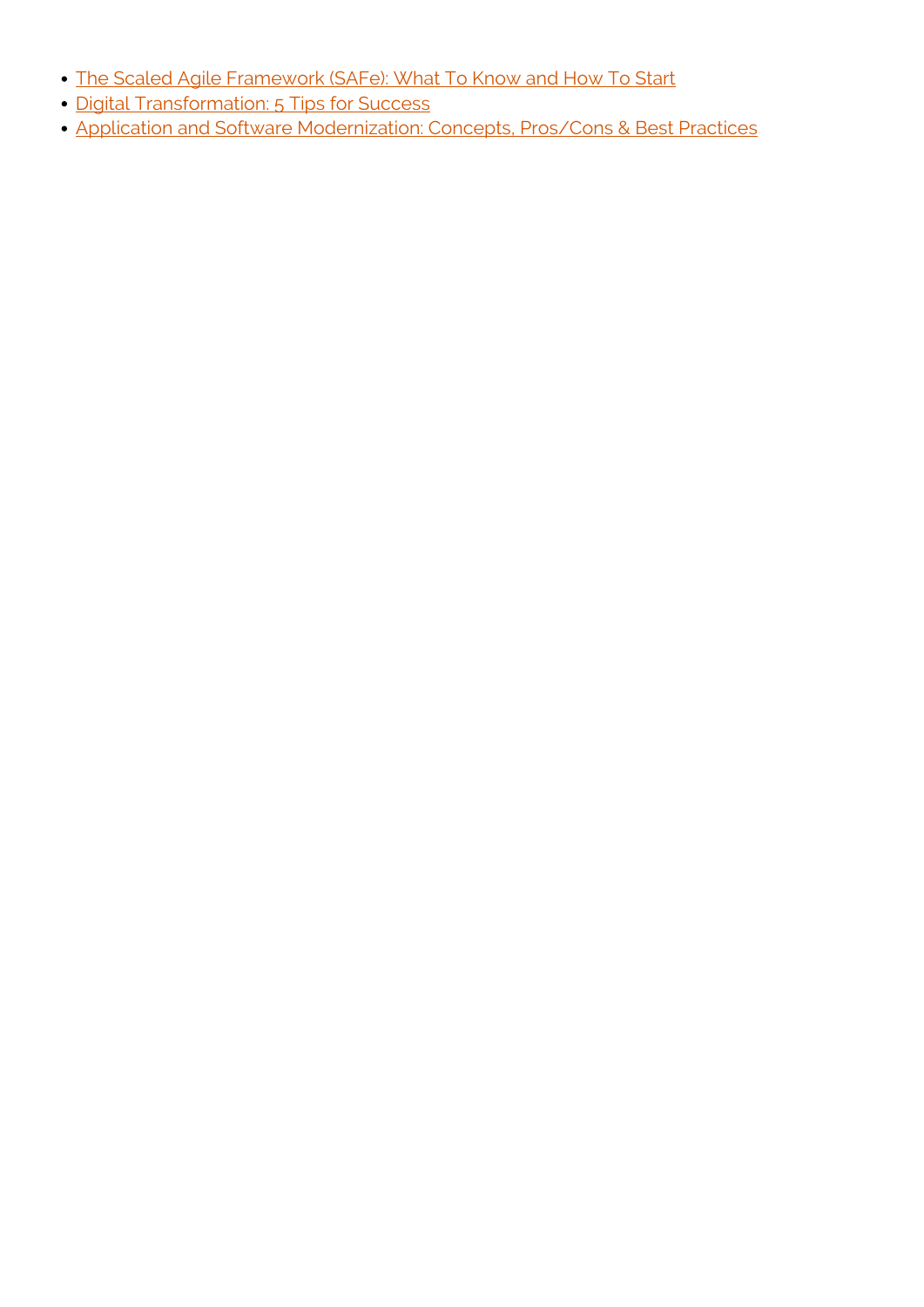- The Scaled Agile Framework (SAFe): What To Know and How To Start
- Digital Transformation: 5 Tips for Success
- Application and Software Modernization: Concepts, Pros/Cons & Best Practices